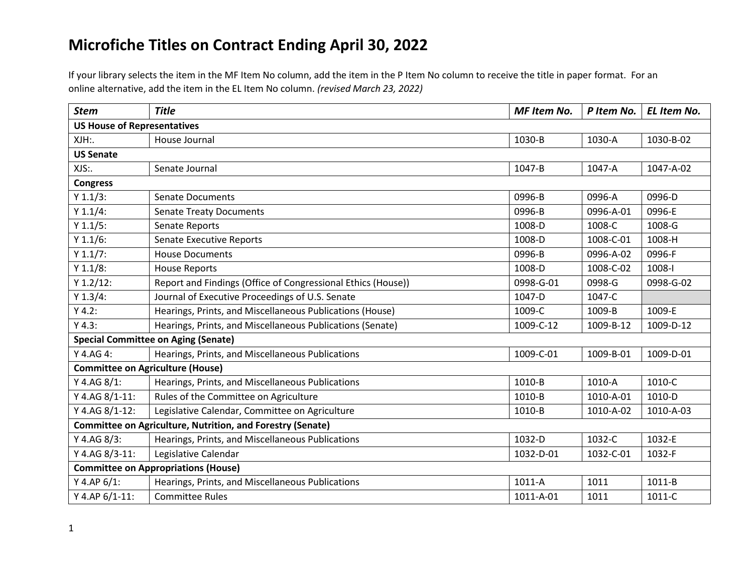# Microfiche Titles on Contract Ending April 30, 2022

If your library selects the item in the MF Item No column, add the item in the P Item No column to receive the title in paper format. For an online alternative, add the item in the EL Item No column. *(revised March 23, 2022)*

| *Stem* | *Title* | *MF Item No.* | *P Item No.* | *EL Item No.* |
|---|---|---|---|---|
| **US House of Representatives** | | | | |
| XJH:. | House Journal | 1030-B | 1030-A | 1030-B-02 |
| **US Senate** | | | | |
| XJS:. | Senate Journal | 1047-B | 1047-A | 1047-A-02 |
| **Congress** | | | | |
| Y 1.1/3: | Senate Documents | 0996-B | 0996-A | 0996-D |
| Y 1.1/4: | Senate Treaty Documents | 0996-B | 0996-A-01 | 0996-E |
| Y 1.1/5: | Senate Reports | 1008-D | 1008-C | 1008-G |
| Y 1.1/6: | Senate Executive Reports | 1008-D | 1008-C-01 | 1008-H |
| Y 1.1/7: | House Documents | 0996-B | 0996-A-02 | 0996-F |
| Y 1.1/8: | House Reports | 1008-D | 1008-C-02 | 1008-I |
| Y 1.2/12: | Report and Findings (Office of Congressional Ethics (House)) | 0998-G-01 | 0998-G | 0998-G-02 |
| Y 1.3/4: | Journal of Executive Proceedings of U.S. Senate | 1047-D | 1047-C | |
| Y 4.2: | Hearings, Prints, and Miscellaneous Publications (House) | 1009-C | 1009-B | 1009-E |
| Y 4.3: | Hearings, Prints, and Miscellaneous Publications (Senate) | 1009-C-12 | 1009-B-12 | 1009-D-12 |
| **Special Committee on Aging (Senate)** | | | | |
| Y 4.AG 4: | Hearings, Prints, and Miscellaneous Publications | 1009-C-01 | 1009-B-01 | 1009-D-01 |
| **Committee on Agriculture (House)** | | | | |
| Y 4.AG 8/1: | Hearings, Prints, and Miscellaneous Publications | 1010-B | 1010-A | 1010-C |
| Y 4.AG 8/1-11: | Rules of the Committee on Agriculture | 1010-B | 1010-A-01 | 1010-D |
| Y 4.AG 8/1-12: | Legislative Calendar, Committee on Agriculture | 1010-B | 1010-A-02 | 1010-A-03 |
| **Committee on Agriculture, Nutrition, and Forestry (Senate)** | | | | |
| Y 4.AG 8/3: | Hearings, Prints, and Miscellaneous Publications | 1032-D | 1032-C | 1032-E |
| Y 4.AG 8/3-11: | Legislative Calendar | 1032-D-01 | 1032-C-01 | 1032-F |
| **Committee on Appropriations (House)** | | | | |
| Y 4.AP 6/1: | Hearings, Prints, and Miscellaneous Publications | 1011-A | 1011 | 1011-B |
| Y 4.AP 6/1-11: | Committee Rules | 1011-A-01 | 1011 | 1011-C |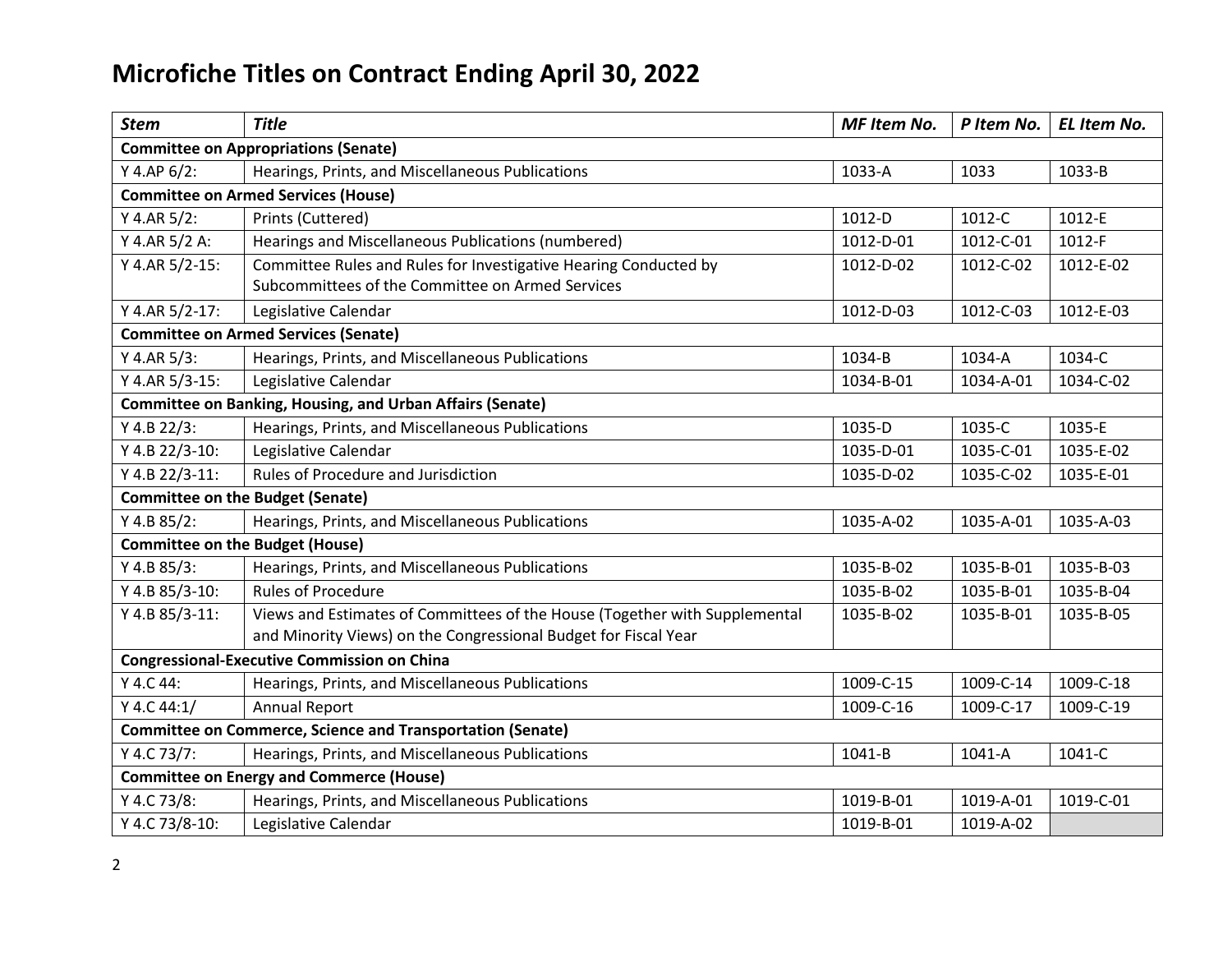# Microfiche Titles on Contract Ending April 30, 2022

| *Stem* | *Title* | *MF Item No.* | *P Item No.* | *EL Item No.* |
|---|---|---|---|---|
| **Committee on Appropriations (Senate)** | | | | |
| Y 4.AP 6/2: | Hearings, Prints, and Miscellaneous Publications | 1033-A | 1033 | 1033-B |
| **Committee on Armed Services (House)** | | | | |
| Y 4.AR 5/2: | Prints (Cuttered) | 1012-D | 1012-C | 1012-E |
| Y 4.AR 5/2 A: | Hearings and Miscellaneous Publications (numbered) | 1012-D-01 | 1012-C-01 | 1012-F |
| Y 4.AR 5/2-15: | Committee Rules and Rules for Investigative Hearing Conducted by Subcommittees of the Committee on Armed Services | 1012-D-02 | 1012-C-02 | 1012-E-02 |
| Y 4.AR 5/2-17: | Legislative Calendar | 1012-D-03 | 1012-C-03 | 1012-E-03 |
| **Committee on Armed Services (Senate)** | | | | |
| Y 4.AR 5/3: | Hearings, Prints, and Miscellaneous Publications | 1034-B | 1034-A | 1034-C |
| Y 4.AR 5/3-15: | Legislative Calendar | 1034-B-01 | 1034-A-01 | 1034-C-02 |
| **Committee on Banking, Housing, and Urban Affairs (Senate)** | | | | |
| Y 4.B 22/3: | Hearings, Prints, and Miscellaneous Publications | 1035-D | 1035-C | 1035-E |
| Y 4.B 22/3-10: | Legislative Calendar | 1035-D-01 | 1035-C-01 | 1035-E-02 |
| Y 4.B 22/3-11: | Rules of Procedure and Jurisdiction | 1035-D-02 | 1035-C-02 | 1035-E-01 |
| **Committee on the Budget (Senate)** | | | | |
| Y 4.B 85/2: | Hearings, Prints, and Miscellaneous Publications | 1035-A-02 | 1035-A-01 | 1035-A-03 |
| **Committee on the Budget (House)** | | | | |
| Y 4.B 85/3: | Hearings, Prints, and Miscellaneous Publications | 1035-B-02 | 1035-B-01 | 1035-B-03 |
| Y 4.B 85/3-10: | Rules of Procedure | 1035-B-02 | 1035-B-01 | 1035-B-04 |
| Y 4.B 85/3-11: | Views and Estimates of Committees of the House (Together with Supplemental and Minority Views) on the Congressional Budget for Fiscal Year | 1035-B-02 | 1035-B-01 | 1035-B-05 |
| **Congressional-Executive Commission on China** | | | | |
| Y 4.C 44: | Hearings, Prints, and Miscellaneous Publications | 1009-C-15 | 1009-C-14 | 1009-C-18 |
| Y 4.C 44:1/ | Annual Report | 1009-C-16 | 1009-C-17 | 1009-C-19 |
| **Committee on Commerce, Science and Transportation (Senate)** | | | | |
| Y 4.C 73/7: | Hearings, Prints, and Miscellaneous Publications | 1041-B | 1041-A | 1041-C |
| **Committee on Energy and Commerce (House)** | | | | |
| Y 4.C 73/8: | Hearings, Prints, and Miscellaneous Publications | 1019-B-01 | 1019-A-01 | 1019-C-01 |
| Y 4.C 73/8-10: | Legislative Calendar | 1019-B-01 | 1019-A-02 | |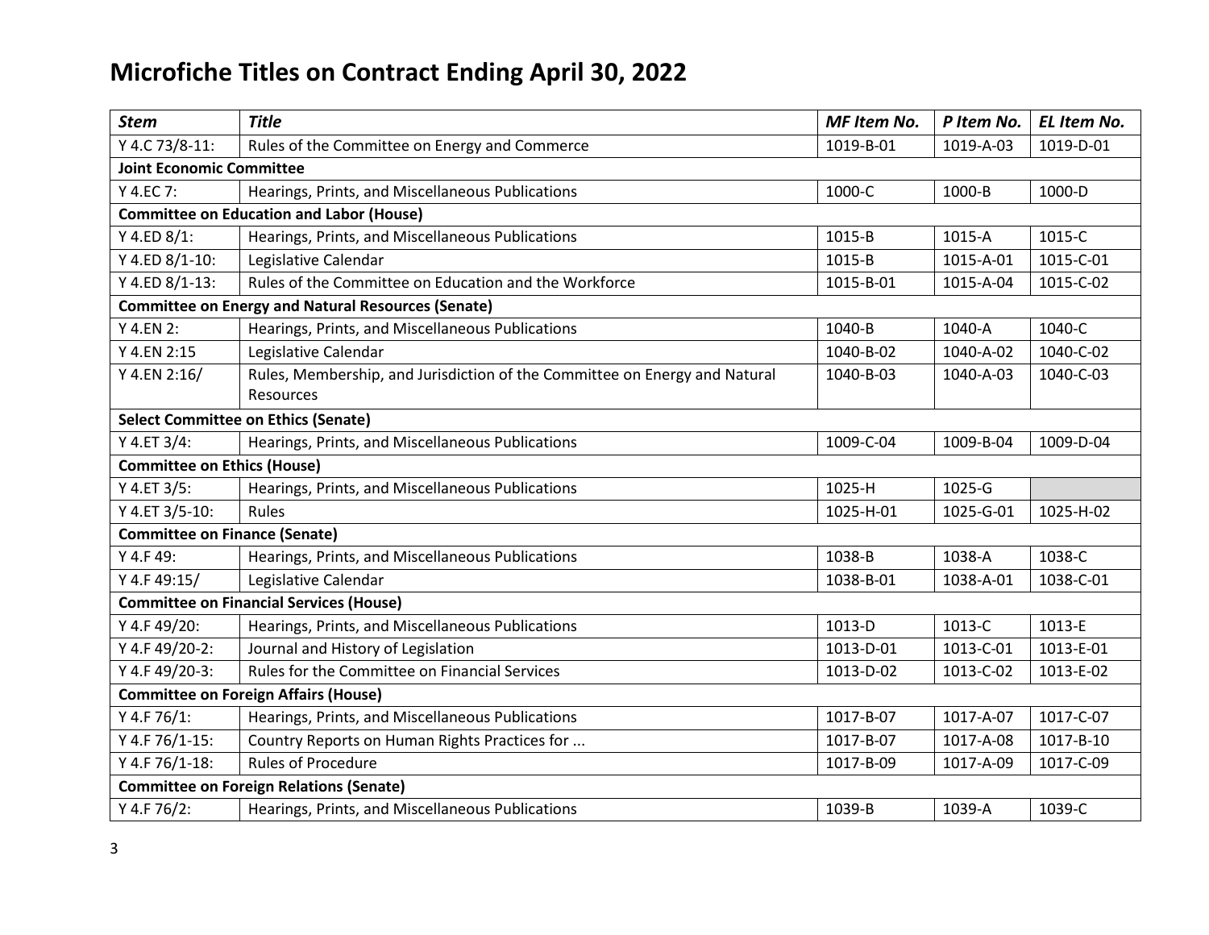# Microfiche Titles on Contract Ending April 30, 2022

| *Stem* | *Title* | *MF Item No.* | *P Item No.* | *EL Item No.* |
|---|---|---|---|---|
| Y 4.C 73/8-11: | Rules of the Committee on Energy and Commerce | 1019-B-01 | 1019-A-03 | 1019-D-01 |
| **Joint Economic Committee** | | | | |
| Y 4.EC 7: | Hearings, Prints, and Miscellaneous Publications | 1000-C | 1000-B | 1000-D |
| **Committee on Education and Labor (House)** | | | | |
| Y 4.ED 8/1: | Hearings, Prints, and Miscellaneous Publications | 1015-B | 1015-A | 1015-C |
| Y 4.ED 8/1-10: | Legislative Calendar | 1015-B | 1015-A-01 | 1015-C-01 |
| Y 4.ED 8/1-13: | Rules of the Committee on Education and the Workforce | 1015-B-01 | 1015-A-04 | 1015-C-02 |
| **Committee on Energy and Natural Resources (Senate)** | | | | |
| Y 4.EN 2: | Hearings, Prints, and Miscellaneous Publications | 1040-B | 1040-A | 1040-C |
| Y 4.EN 2:15 | Legislative Calendar | 1040-B-02 | 1040-A-02 | 1040-C-02 |
| Y 4.EN 2:16/ | Rules, Membership, and Jurisdiction of the Committee on Energy and Natural Resources | 1040-B-03 | 1040-A-03 | 1040-C-03 |
| **Select Committee on Ethics (Senate)** | | | | |
| Y 4.ET 3/4: | Hearings, Prints, and Miscellaneous Publications | 1009-C-04 | 1009-B-04 | 1009-D-04 |
| **Committee on Ethics (House)** | | | | |
| Y 4.ET 3/5: | Hearings, Prints, and Miscellaneous Publications | 1025-H | 1025-G | |
| Y 4.ET 3/5-10: | Rules | 1025-H-01 | 1025-G-01 | 1025-H-02 |
| **Committee on Finance (Senate)** | | | | |
| Y 4.F 49: | Hearings, Prints, and Miscellaneous Publications | 1038-B | 1038-A | 1038-C |
| Y 4.F 49:15/ | Legislative Calendar | 1038-B-01 | 1038-A-01 | 1038-C-01 |
| **Committee on Financial Services (House)** | | | | |
| Y 4.F 49/20: | Hearings, Prints, and Miscellaneous Publications | 1013-D | 1013-C | 1013-E |
| Y 4.F 49/20-2: | Journal and History of Legislation | 1013-D-01 | 1013-C-01 | 1013-E-01 |
| Y 4.F 49/20-3: | Rules for the Committee on Financial Services | 1013-D-02 | 1013-C-02 | 1013-E-02 |
| **Committee on Foreign Affairs (House)** | | | | |
| Y 4.F 76/1: | Hearings, Prints, and Miscellaneous Publications | 1017-B-07 | 1017-A-07 | 1017-C-07 |
| Y 4.F 76/1-15: | Country Reports on Human Rights Practices for ... | 1017-B-07 | 1017-A-08 | 1017-B-10 |
| Y 4.F 76/1-18: | Rules of Procedure | 1017-B-09 | 1017-A-09 | 1017-C-09 |
| **Committee on Foreign Relations (Senate)** | | | | |
| Y 4.F 76/2: | Hearings, Prints, and Miscellaneous Publications | 1039-B | 1039-A | 1039-C |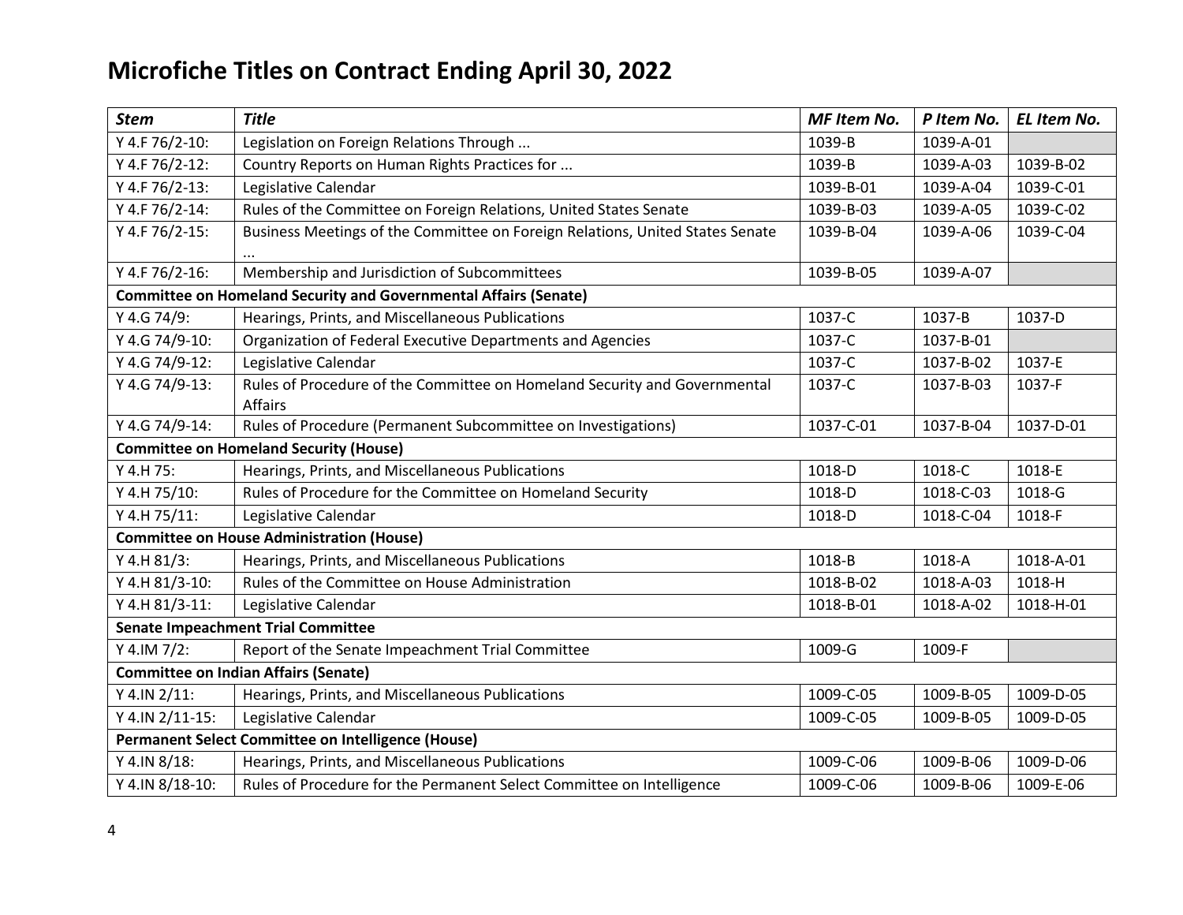# Microfiche Titles on Contract Ending April 30, 2022

| *Stem* | *Title* | *MF Item No.* | *P Item No.* | *EL Item No.* |
|---|---|---|---|---|
| Y 4.F 76/2-10: | Legislation on Foreign Relations Through ... | 1039-B | 1039-A-01 | |
| Y 4.F 76/2-12: | Country Reports on Human Rights Practices for ... | 1039-B | 1039-A-03 | 1039-B-02 |
| Y 4.F 76/2-13: | Legislative Calendar | 1039-B-01 | 1039-A-04 | 1039-C-01 |
| Y 4.F 76/2-14: | Rules of the Committee on Foreign Relations, United States Senate | 1039-B-03 | 1039-A-05 | 1039-C-02 |
| Y 4.F 76/2-15: | Business Meetings of the Committee on Foreign Relations, United States Senate ... | 1039-B-04 | 1039-A-06 | 1039-C-04 |
| Y 4.F 76/2-16: | Membership and Jurisdiction of Subcommittees | 1039-B-05 | 1039-A-07 | |
| **Committee on Homeland Security and Governmental Affairs (Senate)** | | | | |
| Y 4.G 74/9: | Hearings, Prints, and Miscellaneous Publications | 1037-C | 1037-B | 1037-D |
| Y 4.G 74/9-10: | Organization of Federal Executive Departments and Agencies | 1037-C | 1037-B-01 | |
| Y 4.G 74/9-12: | Legislative Calendar | 1037-C | 1037-B-02 | 1037-E |
| Y 4.G 74/9-13: | Rules of Procedure of the Committee on Homeland Security and Governmental Affairs | 1037-C | 1037-B-03 | 1037-F |
| Y 4.G 74/9-14: | Rules of Procedure (Permanent Subcommittee on Investigations) | 1037-C-01 | 1037-B-04 | 1037-D-01 |
| **Committee on Homeland Security (House)** | | | | |
| Y 4.H 75: | Hearings, Prints, and Miscellaneous Publications | 1018-D | 1018-C | 1018-E |
| Y 4.H 75/10: | Rules of Procedure for the Committee on Homeland Security | 1018-D | 1018-C-03 | 1018-G |
| Y 4.H 75/11: | Legislative Calendar | 1018-D | 1018-C-04 | 1018-F |
| **Committee on House Administration (House)** | | | | |
| Y 4.H 81/3: | Hearings, Prints, and Miscellaneous Publications | 1018-B | 1018-A | 1018-A-01 |
| Y 4.H 81/3-10: | Rules of the Committee on House Administration | 1018-B-02 | 1018-A-03 | 1018-H |
| Y 4.H 81/3-11: | Legislative Calendar | 1018-B-01 | 1018-A-02 | 1018-H-01 |
| **Senate Impeachment Trial Committee** | | | | |
| Y 4.IM 7/2: | Report of the Senate Impeachment Trial Committee | 1009-G | 1009-F | |
| **Committee on Indian Affairs (Senate)** | | | | |
| Y 4.IN 2/11: | Hearings, Prints, and Miscellaneous Publications | 1009-C-05 | 1009-B-05 | 1009-D-05 |
| Y 4.IN 2/11-15: | Legislative Calendar | 1009-C-05 | 1009-B-05 | 1009-D-05 |
| **Permanent Select Committee on Intelligence (House)** | | | | |
| Y 4.IN 8/18: | Hearings, Prints, and Miscellaneous Publications | 1009-C-06 | 1009-B-06 | 1009-D-06 |
| Y 4.IN 8/18-10: | Rules of Procedure for the Permanent Select Committee on Intelligence | 1009-C-06 | 1009-B-06 | 1009-E-06 |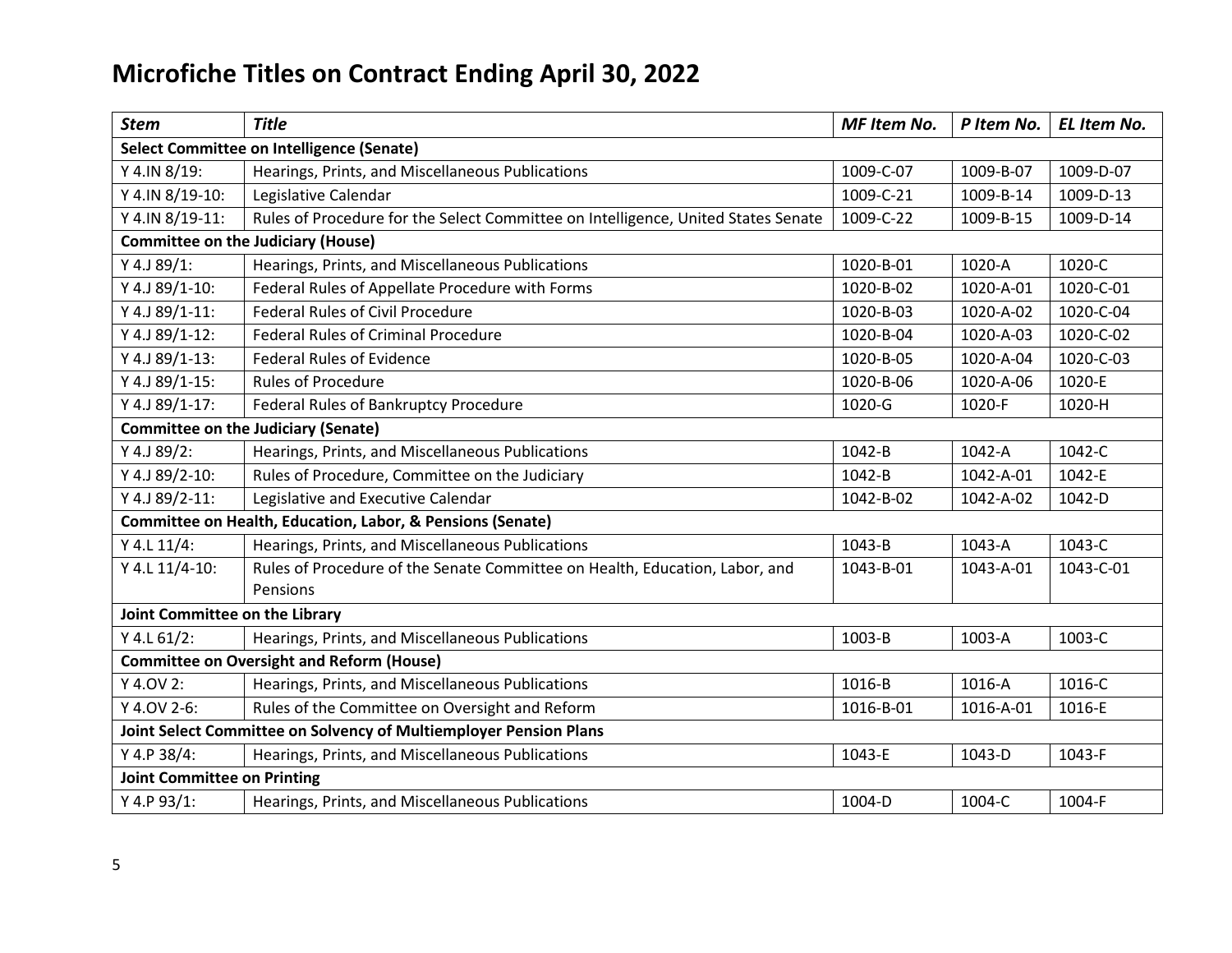# Microfiche Titles on Contract Ending April 30, 2022

| *Stem* | *Title* | *MF Item No.* | *P Item No.* | *EL Item No.* |
|---|---|---|---|---|
| **Select Committee on Intelligence (Senate)** | | | | |
| Y 4.IN 8/19: | Hearings, Prints, and Miscellaneous Publications | 1009-C-07 | 1009-B-07 | 1009-D-07 |
| Y 4.IN 8/19-10: | Legislative Calendar | 1009-C-21 | 1009-B-14 | 1009-D-13 |
| Y 4.IN 8/19-11: | Rules of Procedure for the Select Committee on Intelligence, United States Senate | 1009-C-22 | 1009-B-15 | 1009-D-14 |
| **Committee on the Judiciary (House)** | | | | |
| Y 4.J 89/1: | Hearings, Prints, and Miscellaneous Publications | 1020-B-01 | 1020-A | 1020-C |
| Y 4.J 89/1-10: | Federal Rules of Appellate Procedure with Forms | 1020-B-02 | 1020-A-01 | 1020-C-01 |
| Y 4.J 89/1-11: | Federal Rules of Civil Procedure | 1020-B-03 | 1020-A-02 | 1020-C-04 |
| Y 4.J 89/1-12: | Federal Rules of Criminal Procedure | 1020-B-04 | 1020-A-03 | 1020-C-02 |
| Y 4.J 89/1-13: | Federal Rules of Evidence | 1020-B-05 | 1020-A-04 | 1020-C-03 |
| Y 4.J 89/1-15: | Rules of Procedure | 1020-B-06 | 1020-A-06 | 1020-E |
| Y 4.J 89/1-17: | Federal Rules of Bankruptcy Procedure | 1020-G | 1020-F | 1020-H |
| **Committee on the Judiciary (Senate)** | | | | |
| Y 4.J 89/2: | Hearings, Prints, and Miscellaneous Publications | 1042-B | 1042-A | 1042-C |
| Y 4.J 89/2-10: | Rules of Procedure, Committee on the Judiciary | 1042-B | 1042-A-01 | 1042-E |
| Y 4.J 89/2-11: | Legislative and Executive Calendar | 1042-B-02 | 1042-A-02 | 1042-D |
| **Committee on Health, Education, Labor, & Pensions (Senate)** | | | | |
| Y 4.L 11/4: | Hearings, Prints, and Miscellaneous Publications | 1043-B | 1043-A | 1043-C |
| Y 4.L 11/4-10: | Rules of Procedure of the Senate Committee on Health, Education, Labor, and Pensions | 1043-B-01 | 1043-A-01 | 1043-C-01 |
| **Joint Committee on the Library** | | | | |
| Y 4.L 61/2: | Hearings, Prints, and Miscellaneous Publications | 1003-B | 1003-A | 1003-C |
| **Committee on Oversight and Reform (House)** | | | | |
| Y 4.OV 2: | Hearings, Prints, and Miscellaneous Publications | 1016-B | 1016-A | 1016-C |
| Y 4.OV 2-6: | Rules of the Committee on Oversight and Reform | 1016-B-01 | 1016-A-01 | 1016-E |
| **Joint Select Committee on Solvency of Multiemployer Pension Plans** | | | | |
| Y 4.P 38/4: | Hearings, Prints, and Miscellaneous Publications | 1043-E | 1043-D | 1043-F |
| **Joint Committee on Printing** | | | | |
| Y 4.P 93/1: | Hearings, Prints, and Miscellaneous Publications | 1004-D | 1004-C | 1004-F |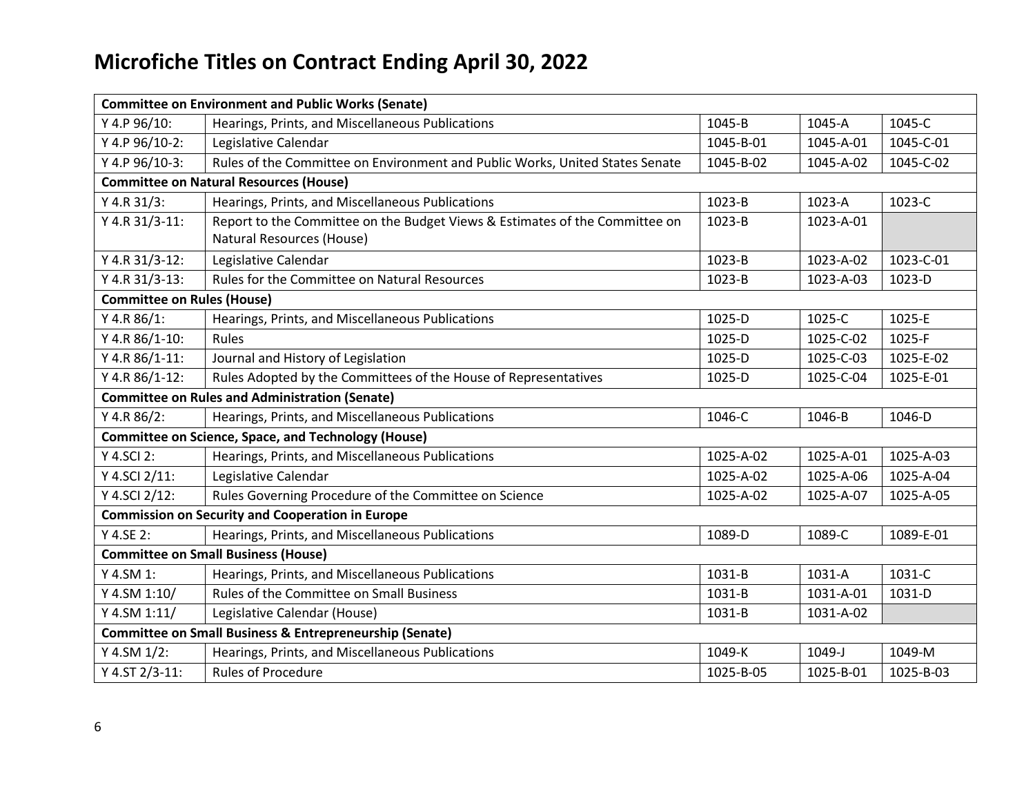# Microfiche Titles on Contract Ending April 30, 2022

| | | | | |
|---|---|---|---|---|
| **Committee on Environment and Public Works (Senate)** | | | | |
| Y 4.P 96/10: | Hearings, Prints, and Miscellaneous Publications | 1045-B | 1045-A | 1045-C |
| Y 4.P 96/10-2: | Legislative Calendar | 1045-B-01 | 1045-A-01 | 1045-C-01 |
| Y 4.P 96/10-3: | Rules of the Committee on Environment and Public Works, United States Senate | 1045-B-02 | 1045-A-02 | 1045-C-02 |
| **Committee on Natural Resources (House)** | | | | |
| Y 4.R 31/3: | Hearings, Prints, and Miscellaneous Publications | 1023-B | 1023-A | 1023-C |
| Y 4.R 31/3-11: | Report to the Committee on the Budget Views & Estimates of the Committee on Natural Resources (House) | 1023-B | 1023-A-01 | |
| Y 4.R 31/3-12: | Legislative Calendar | 1023-B | 1023-A-02 | 1023-C-01 |
| Y 4.R 31/3-13: | Rules for the Committee on Natural Resources | 1023-B | 1023-A-03 | 1023-D |
| **Committee on Rules (House)** | | | | |
| Y 4.R 86/1: | Hearings, Prints, and Miscellaneous Publications | 1025-D | 1025-C | 1025-E |
| Y 4.R 86/1-10: | Rules | 1025-D | 1025-C-02 | 1025-F |
| Y 4.R 86/1-11: | Journal and History of Legislation | 1025-D | 1025-C-03 | 1025-E-02 |
| Y 4.R 86/1-12: | Rules Adopted by the Committees of the House of Representatives | 1025-D | 1025-C-04 | 1025-E-01 |
| **Committee on Rules and Administration (Senate)** | | | | |
| Y 4.R 86/2: | Hearings, Prints, and Miscellaneous Publications | 1046-C | 1046-B | 1046-D |
| **Committee on Science, Space, and Technology (House)** | | | | |
| Y 4.SCI 2: | Hearings, Prints, and Miscellaneous Publications | 1025-A-02 | 1025-A-01 | 1025-A-03 |
| Y 4.SCI 2/11: | Legislative Calendar | 1025-A-02 | 1025-A-06 | 1025-A-04 |
| Y 4.SCI 2/12: | Rules Governing Procedure of the Committee on Science | 1025-A-02 | 1025-A-07 | 1025-A-05 |
| **Commission on Security and Cooperation in Europe** | | | | |
| Y 4.SE 2: | Hearings, Prints, and Miscellaneous Publications | 1089-D | 1089-C | 1089-E-01 |
| **Committee on Small Business (House)** | | | | |
| Y 4.SM 1: | Hearings, Prints, and Miscellaneous Publications | 1031-B | 1031-A | 1031-C |
| Y 4.SM 1:10/ | Rules of the Committee on Small Business | 1031-B | 1031-A-01 | 1031-D |
| Y 4.SM 1:11/ | Legislative Calendar (House) | 1031-B | 1031-A-02 | |
| **Committee on Small Business & Entrepreneurship (Senate)** | | | | |
| Y 4.SM 1/2: | Hearings, Prints, and Miscellaneous Publications | 1049-K | 1049-J | 1049-M |
| Y 4.ST 2/3-11: | Rules of Procedure | 1025-B-05 | 1025-B-01 | 1025-B-03 |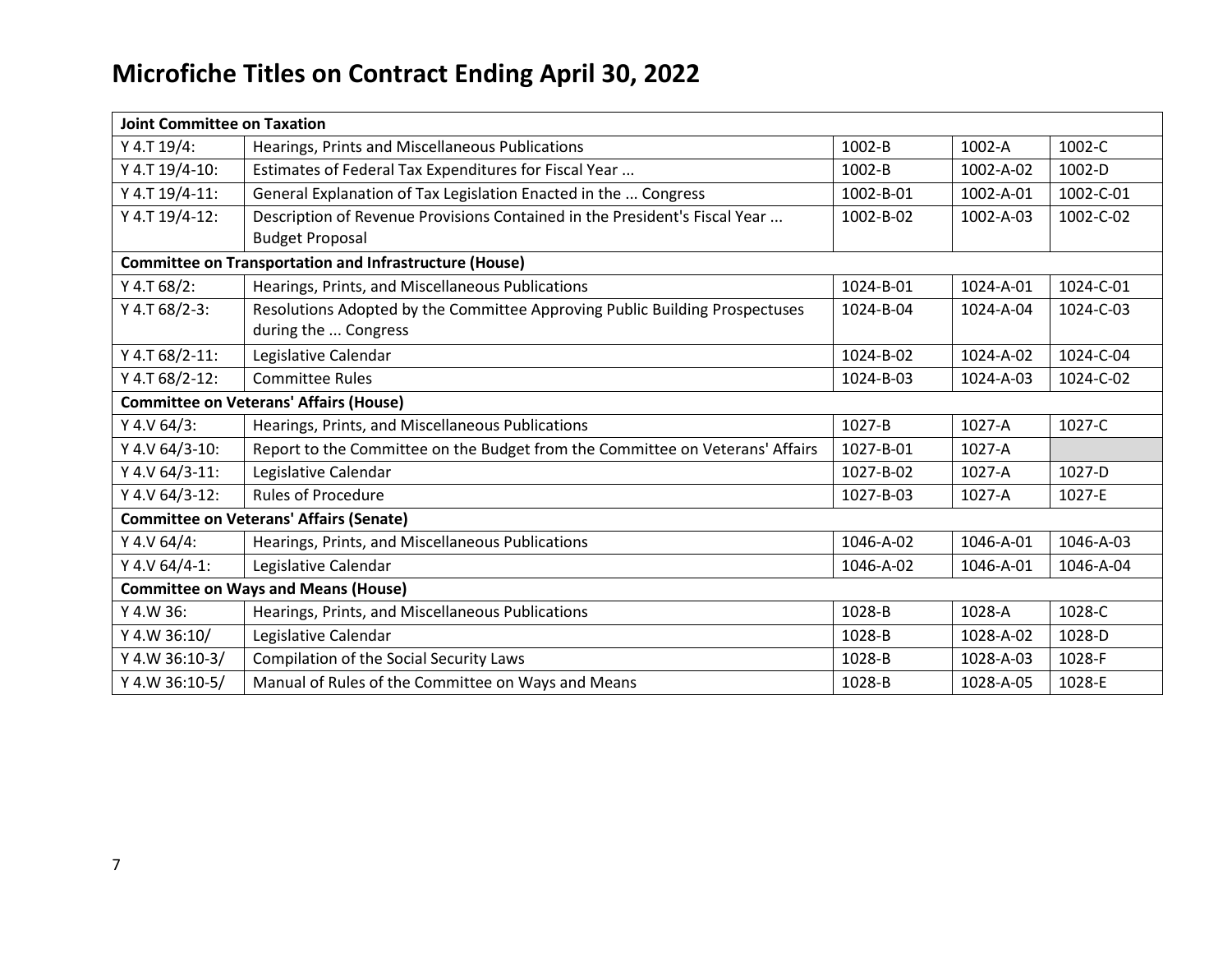# Microfiche Titles on Contract Ending April 30, 2022

| | | | | |
|---|---|---|---|---|
| **Joint Committee on Taxation** | | | | |
| Y 4.T 19/4: | Hearings, Prints and Miscellaneous Publications | 1002-B | 1002-A | 1002-C |
| Y 4.T 19/4-10: | Estimates of Federal Tax Expenditures for Fiscal Year ... | 1002-B | 1002-A-02 | 1002-D |
| Y 4.T 19/4-11: | General Explanation of Tax Legislation Enacted in the ... Congress | 1002-B-01 | 1002-A-01 | 1002-C-01 |
| Y 4.T 19/4-12: | Description of Revenue Provisions Contained in the President's Fiscal Year ... Budget Proposal | 1002-B-02 | 1002-A-03 | 1002-C-02 |
| **Committee on Transportation and Infrastructure (House)** | | | | |
| Y 4.T 68/2: | Hearings, Prints, and Miscellaneous Publications | 1024-B-01 | 1024-A-01 | 1024-C-01 |
| Y 4.T 68/2-3: | Resolutions Adopted by the Committee Approving Public Building Prospectuses during the ... Congress | 1024-B-04 | 1024-A-04 | 1024-C-03 |
| Y 4.T 68/2-11: | Legislative Calendar | 1024-B-02 | 1024-A-02 | 1024-C-04 |
| Y 4.T 68/2-12: | Committee Rules | 1024-B-03 | 1024-A-03 | 1024-C-02 |
| **Committee on Veterans' Affairs (House)** | | | | |
| Y 4.V 64/3: | Hearings, Prints, and Miscellaneous Publications | 1027-B | 1027-A | 1027-C |
| Y 4.V 64/3-10: | Report to the Committee on the Budget from the Committee on Veterans' Affairs | 1027-B-01 | 1027-A | |
| Y 4.V 64/3-11: | Legislative Calendar | 1027-B-02 | 1027-A | 1027-D |
| Y 4.V 64/3-12: | Rules of Procedure | 1027-B-03 | 1027-A | 1027-E |
| **Committee on Veterans' Affairs (Senate)** | | | | |
| Y 4.V 64/4: | Hearings, Prints, and Miscellaneous Publications | 1046-A-02 | 1046-A-01 | 1046-A-03 |
| Y 4.V 64/4-1: | Legislative Calendar | 1046-A-02 | 1046-A-01 | 1046-A-04 |
| **Committee on Ways and Means (House)** | | | | |
| Y 4.W 36: | Hearings, Prints, and Miscellaneous Publications | 1028-B | 1028-A | 1028-C |
| Y 4.W 36:10/ | Legislative Calendar | 1028-B | 1028-A-02 | 1028-D |
| Y 4.W 36:10-3/ | Compilation of the Social Security Laws | 1028-B | 1028-A-03 | 1028-F |
| Y 4.W 36:10-5/ | Manual of Rules of the Committee on Ways and Means | 1028-B | 1028-A-05 | 1028-E |